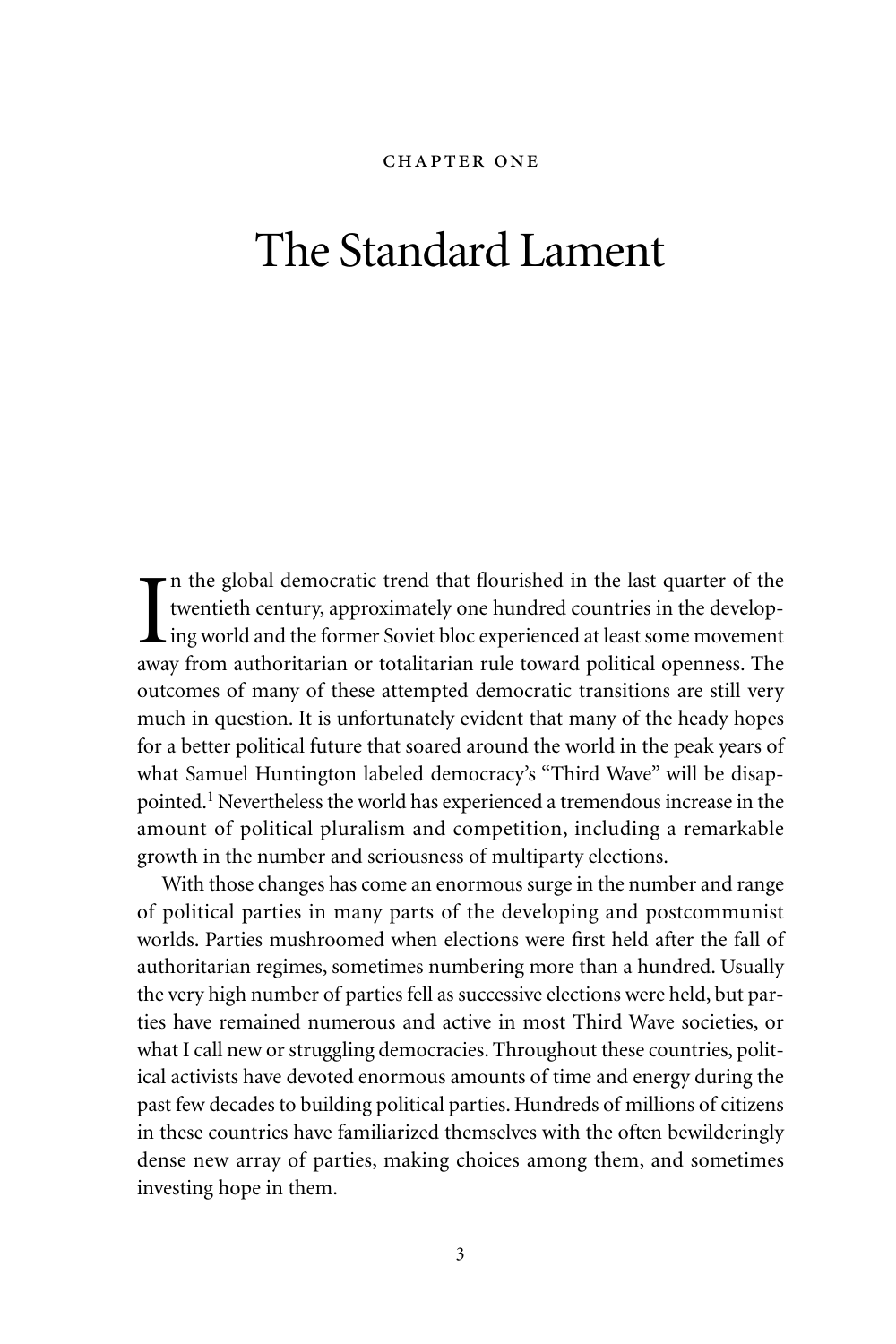CHAPTER ONE

# The Standard Lament

In the global democratic trend that flourished in the last quarter of the twentieth century, approximately one hundred countries in the developing world and the former Soviet bloc experienced at least some movement away from authoritarian or totalitarian rule toward political openness. The outcomes of many of these attempted democratic transitions are still very much in question. It is unfortunately evident that many of the heady hopes for a better political future that soared around the world in the peak years of what Samuel Huntington labeled democracy's "Third Wave" will be disappointed.[1] Nevertheless the world has experienced a tremendous increase in the amount of political pluralism and competition, including a remarkable growth in the number and seriousness of multiparty elections.

With those changes has come an enormous surge in the number and range of political parties in many parts of the developing and postcommunist worlds. Parties mushroomed when elections were first held after the fall of authoritarian regimes, sometimes numbering more than a hundred. Usually the very high number of parties fell as successive elections were held, but parties have remained numerous and active in most Third Wave societies, or what I call new or struggling democracies. Throughout these countries, political activists have devoted enormous amounts of time and energy during the past few decades to building political parties. Hundreds of millions of citizens in these countries have familiarized themselves with the often bewilderingly dense new array of parties, making choices among them, and sometimes investing hope in them.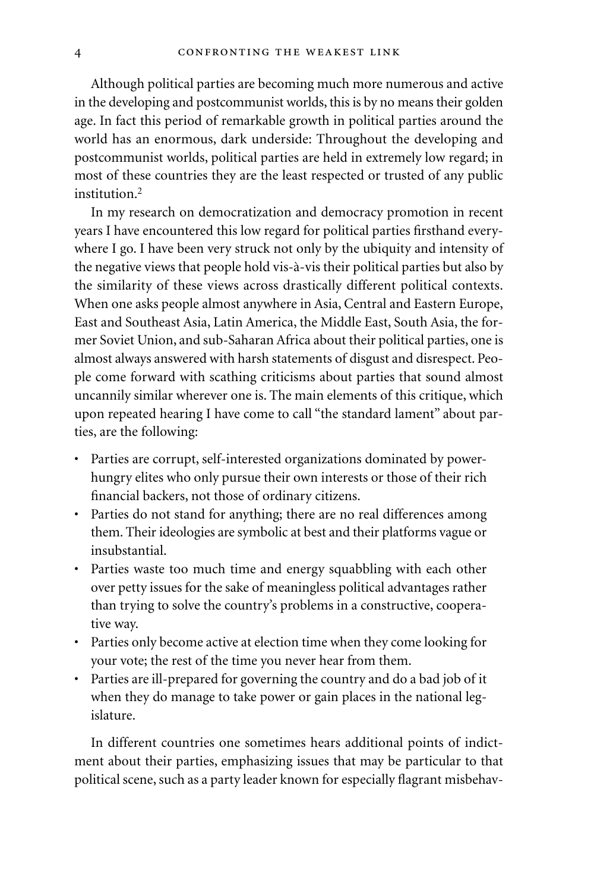Although political parties are becoming much more numerous and active in the developing and postcommunist worlds, this is by no means their golden age. In fact this period of remarkable growth in political parties around the world has an enormous, dark underside: Throughout the developing and postcommunist worlds, political parties are held in extremely low regard; in most of these countries they are the least respected or trusted of any public institution.[2]

In my research on democratization and democracy promotion in recent years I have encountered this low regard for political parties firsthand everywhere I go. I have been very struck not only by the ubiquity and intensity of the negative views that people hold vis-à-vis their political parties but also by the similarity of these views across drastically different political contexts. When one asks people almost anywhere in Asia, Central and Eastern Europe, East and Southeast Asia, Latin America, the Middle East, South Asia, the former Soviet Union, and sub-Saharan Africa about their political parties, one is almost always answered with harsh statements of disgust and disrespect. People come forward with scathing criticisms about parties that sound almost uncannily similar wherever one is. The main elements of this critique, which upon repeated hearing I have come to call "the standard lament" about parties, are the following:

- Parties are corrupt, self-interested organizations dominated by power-hungry elites who only pursue their own interests or those of their rich financial backers, not those of ordinary citizens.
- Parties do not stand for anything; there are no real differences among them. Their ideologies are symbolic at best and their platforms vague or insubstantial.
- Parties waste too much time and energy squabbling with each other over petty issues for the sake of meaningless political advantages rather than trying to solve the country's problems in a constructive, cooperative way.
- Parties only become active at election time when they come looking for your vote; the rest of the time you never hear from them.
- Parties are ill-prepared for governing the country and do a bad job of it when they do manage to take power or gain places in the national legislature.

In different countries one sometimes hears additional points of indictment about their parties, emphasizing issues that may be particular to that political scene, such as a party leader known for especially flagrant misbehav-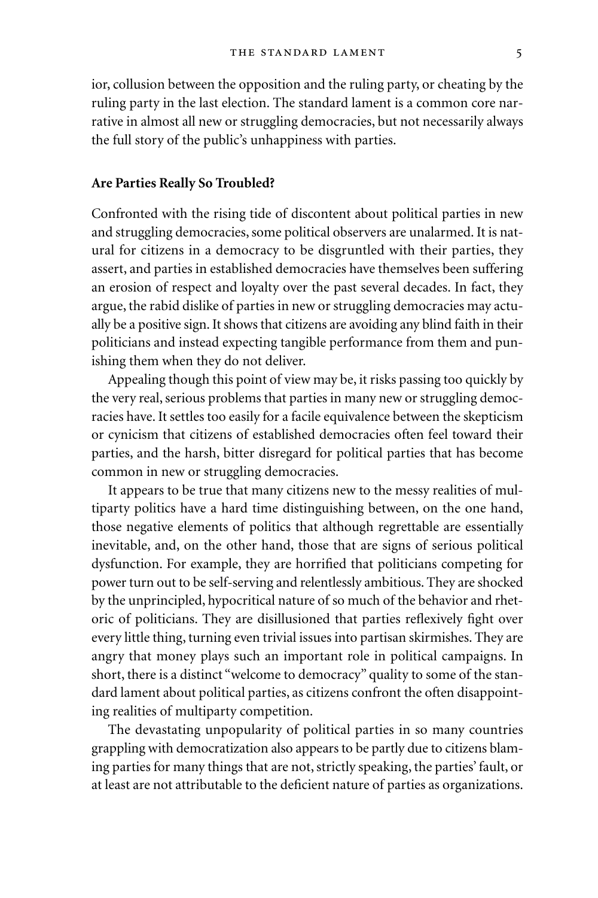ior, collusion between the opposition and the ruling party, or cheating by the ruling party in the last election. The standard lament is a common core narrative in almost all new or struggling democracies, but not necessarily always the full story of the public's unhappiness with parties.

## Are Parties Really So Troubled?

Confronted with the rising tide of discontent about political parties in new and struggling democracies, some political observers are unalarmed. It is natural for citizens in a democracy to be disgruntled with their parties, they assert, and parties in established democracies have themselves been suffering an erosion of respect and loyalty over the past several decades. In fact, they argue, the rabid dislike of parties in new or struggling democracies may actually be a positive sign. It shows that citizens are avoiding any blind faith in their politicians and instead expecting tangible performance from them and punishing them when they do not deliver.

Appealing though this point of view may be, it risks passing too quickly by the very real, serious problems that parties in many new or struggling democracies have. It settles too easily for a facile equivalence between the skepticism or cynicism that citizens of established democracies often feel toward their parties, and the harsh, bitter disregard for political parties that has become common in new or struggling democracies.

It appears to be true that many citizens new to the messy realities of multiparty politics have a hard time distinguishing between, on the one hand, those negative elements of politics that although regrettable are essentially inevitable, and, on the other hand, those that are signs of serious political dysfunction. For example, they are horrified that politicians competing for power turn out to be self-serving and relentlessly ambitious. They are shocked by the unprincipled, hypocritical nature of so much of the behavior and rhetoric of politicians. They are disillusioned that parties reflexively fight over every little thing, turning even trivial issues into partisan skirmishes. They are angry that money plays such an important role in political campaigns. In short, there is a distinct "welcome to democracy" quality to some of the standard lament about political parties, as citizens confront the often disappointing realities of multiparty competition.

The devastating unpopularity of political parties in so many countries grappling with democratization also appears to be partly due to citizens blaming parties for many things that are not, strictly speaking, the parties' fault, or at least are not attributable to the deficient nature of parties as organizations.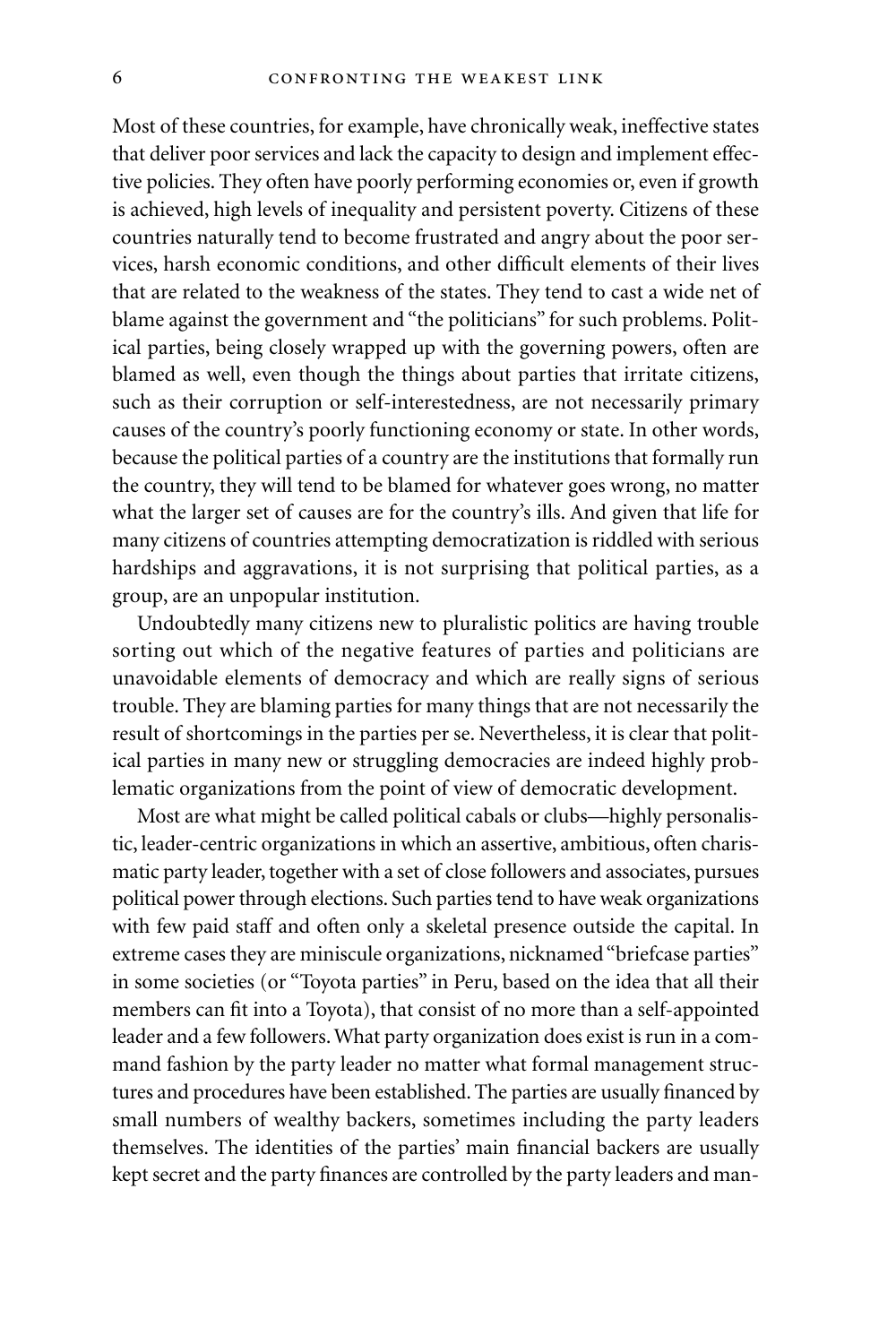Most of these countries, for example, have chronically weak, ineffective states that deliver poor services and lack the capacity to design and implement effective policies. They often have poorly performing economies or, even if growth is achieved, high levels of inequality and persistent poverty. Citizens of these countries naturally tend to become frustrated and angry about the poor services, harsh economic conditions, and other difficult elements of their lives that are related to the weakness of the states. They tend to cast a wide net of blame against the government and "the politicians" for such problems. Political parties, being closely wrapped up with the governing powers, often are blamed as well, even though the things about parties that irritate citizens, such as their corruption or self-interestedness, are not necessarily primary causes of the country's poorly functioning economy or state. In other words, because the political parties of a country are the institutions that formally run the country, they will tend to be blamed for whatever goes wrong, no matter what the larger set of causes are for the country's ills. And given that life for many citizens of countries attempting democratization is riddled with serious hardships and aggravations, it is not surprising that political parties, as a group, are an unpopular institution.

Undoubtedly many citizens new to pluralistic politics are having trouble sorting out which of the negative features of parties and politicians are unavoidable elements of democracy and which are really signs of serious trouble. They are blaming parties for many things that are not necessarily the result of shortcomings in the parties per se. Nevertheless, it is clear that political parties in many new or struggling democracies are indeed highly problematic organizations from the point of view of democratic development.

Most are what might be called political cabals or clubs—highly personalistic, leader-centric organizations in which an assertive, ambitious, often charismatic party leader, together with a set of close followers and associates, pursues political power through elections. Such parties tend to have weak organizations with few paid staff and often only a skeletal presence outside the capital. In extreme cases they are miniscule organizations, nicknamed "briefcase parties" in some societies (or "Toyota parties" in Peru, based on the idea that all their members can fit into a Toyota), that consist of no more than a self-appointed leader and a few followers. What party organization does exist is run in a command fashion by the party leader no matter what formal management structures and procedures have been established. The parties are usually financed by small numbers of wealthy backers, sometimes including the party leaders themselves. The identities of the parties' main financial backers are usually kept secret and the party finances are controlled by the party leaders and man-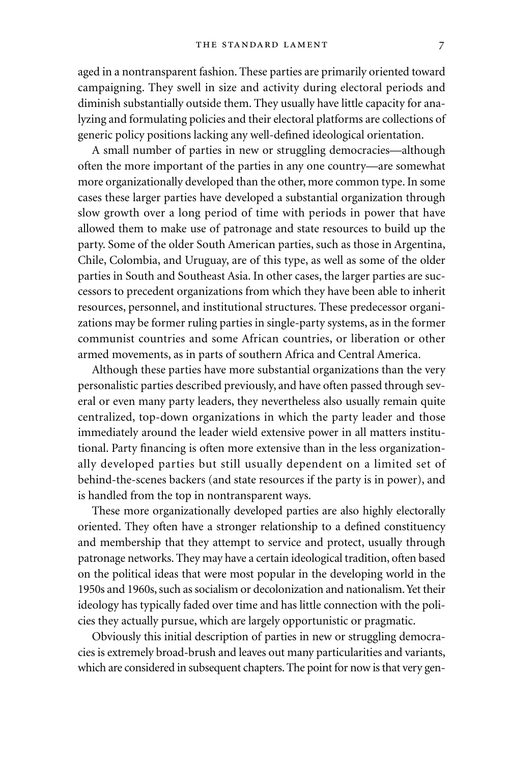aged in a nontransparent fashion. These parties are primarily oriented toward campaigning. They swell in size and activity during electoral periods and diminish substantially outside them. They usually have little capacity for analyzing and formulating policies and their electoral platforms are collections of generic policy positions lacking any well-defined ideological orientation.

A small number of parties in new or struggling democracies—although often the more important of the parties in any one country—are somewhat more organizationally developed than the other, more common type. In some cases these larger parties have developed a substantial organization through slow growth over a long period of time with periods in power that have allowed them to make use of patronage and state resources to build up the party. Some of the older South American parties, such as those in Argentina, Chile, Colombia, and Uruguay, are of this type, as well as some of the older parties in South and Southeast Asia. In other cases, the larger parties are successors to precedent organizations from which they have been able to inherit resources, personnel, and institutional structures. These predecessor organizations may be former ruling parties in single-party systems, as in the former communist countries and some African countries, or liberation or other armed movements, as in parts of southern Africa and Central America.

Although these parties have more substantial organizations than the very personalistic parties described previously, and have often passed through several or even many party leaders, they nevertheless also usually remain quite centralized, top-down organizations in which the party leader and those immediately around the leader wield extensive power in all matters institutional. Party financing is often more extensive than in the less organizationally developed parties but still usually dependent on a limited set of behind-the-scenes backers (and state resources if the party is in power), and is handled from the top in nontransparent ways.

These more organizationally developed parties are also highly electorally oriented. They often have a stronger relationship to a defined constituency and membership that they attempt to service and protect, usually through patronage networks. They may have a certain ideological tradition, often based on the political ideas that were most popular in the developing world in the 1950s and 1960s, such as socialism or decolonization and nationalism. Yet their ideology has typically faded over time and has little connection with the policies they actually pursue, which are largely opportunistic or pragmatic.

Obviously this initial description of parties in new or struggling democracies is extremely broad-brush and leaves out many particularities and variants, which are considered in subsequent chapters. The point for now is that very gen-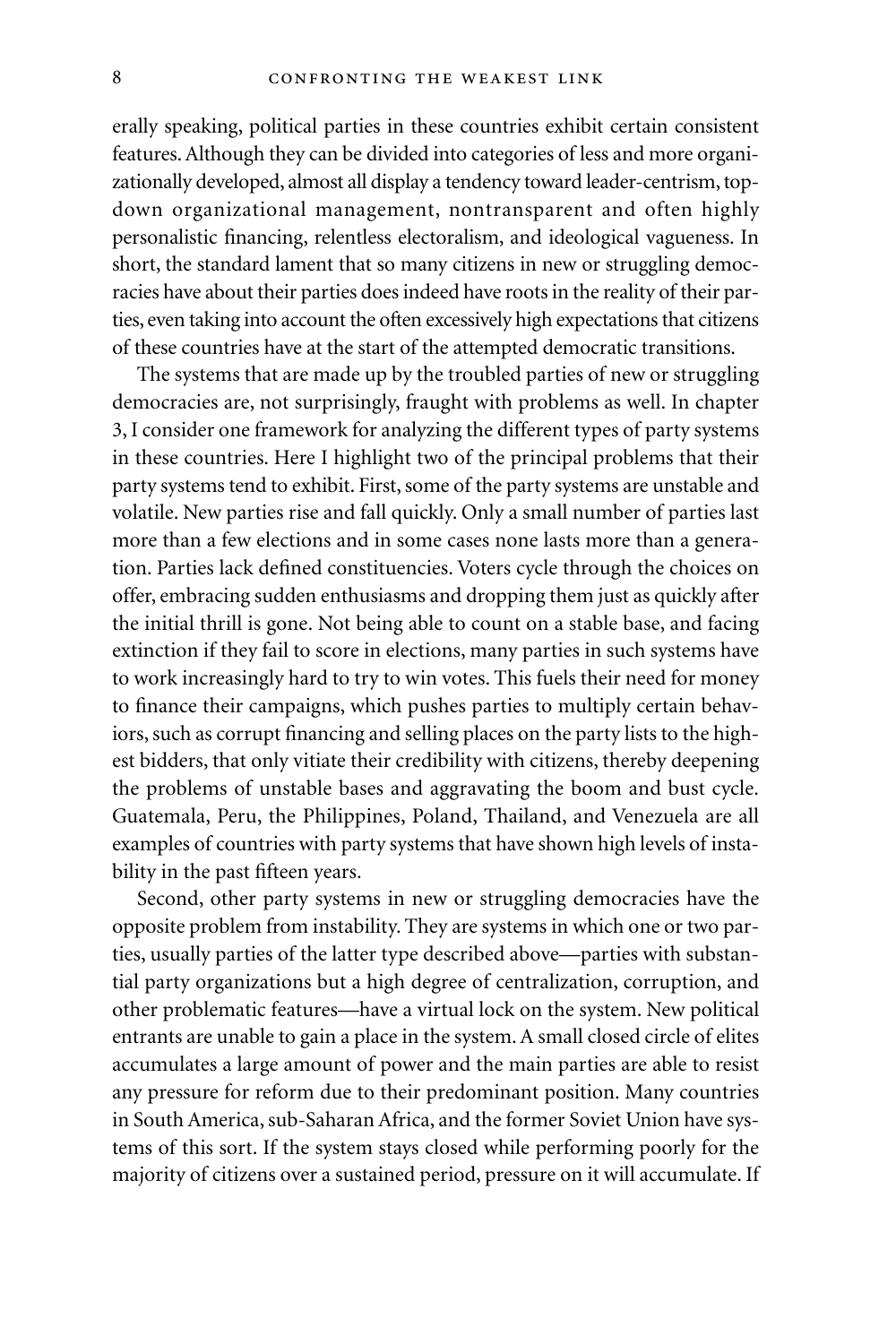erally speaking, political parties in these countries exhibit certain consistent features. Although they can be divided into categories of less and more organizationally developed, almost all display a tendency toward leader-centrism, top-down organizational management, nontransparent and often highly personalistic financing, relentless electoralism, and ideological vagueness. In short, the standard lament that so many citizens in new or struggling democracies have about their parties does indeed have roots in the reality of their parties, even taking into account the often excessively high expectations that citizens of these countries have at the start of the attempted democratic transitions.

The systems that are made up by the troubled parties of new or struggling democracies are, not surprisingly, fraught with problems as well. In chapter 3, I consider one framework for analyzing the different types of party systems in these countries. Here I highlight two of the principal problems that their party systems tend to exhibit. First, some of the party systems are unstable and volatile. New parties rise and fall quickly. Only a small number of parties last more than a few elections and in some cases none lasts more than a generation. Parties lack defined constituencies. Voters cycle through the choices on offer, embracing sudden enthusiasms and dropping them just as quickly after the initial thrill is gone. Not being able to count on a stable base, and facing extinction if they fail to score in elections, many parties in such systems have to work increasingly hard to try to win votes. This fuels their need for money to finance their campaigns, which pushes parties to multiply certain behaviors, such as corrupt financing and selling places on the party lists to the highest bidders, that only vitiate their credibility with citizens, thereby deepening the problems of unstable bases and aggravating the boom and bust cycle. Guatemala, Peru, the Philippines, Poland, Thailand, and Venezuela are all examples of countries with party systems that have shown high levels of instability in the past fifteen years.

Second, other party systems in new or struggling democracies have the opposite problem from instability. They are systems in which one or two parties, usually parties of the latter type described above—parties with substantial party organizations but a high degree of centralization, corruption, and other problematic features—have a virtual lock on the system. New political entrants are unable to gain a place in the system. A small closed circle of elites accumulates a large amount of power and the main parties are able to resist any pressure for reform due to their predominant position. Many countries in South America, sub-Saharan Africa, and the former Soviet Union have systems of this sort. If the system stays closed while performing poorly for the majority of citizens over a sustained period, pressure on it will accumulate. If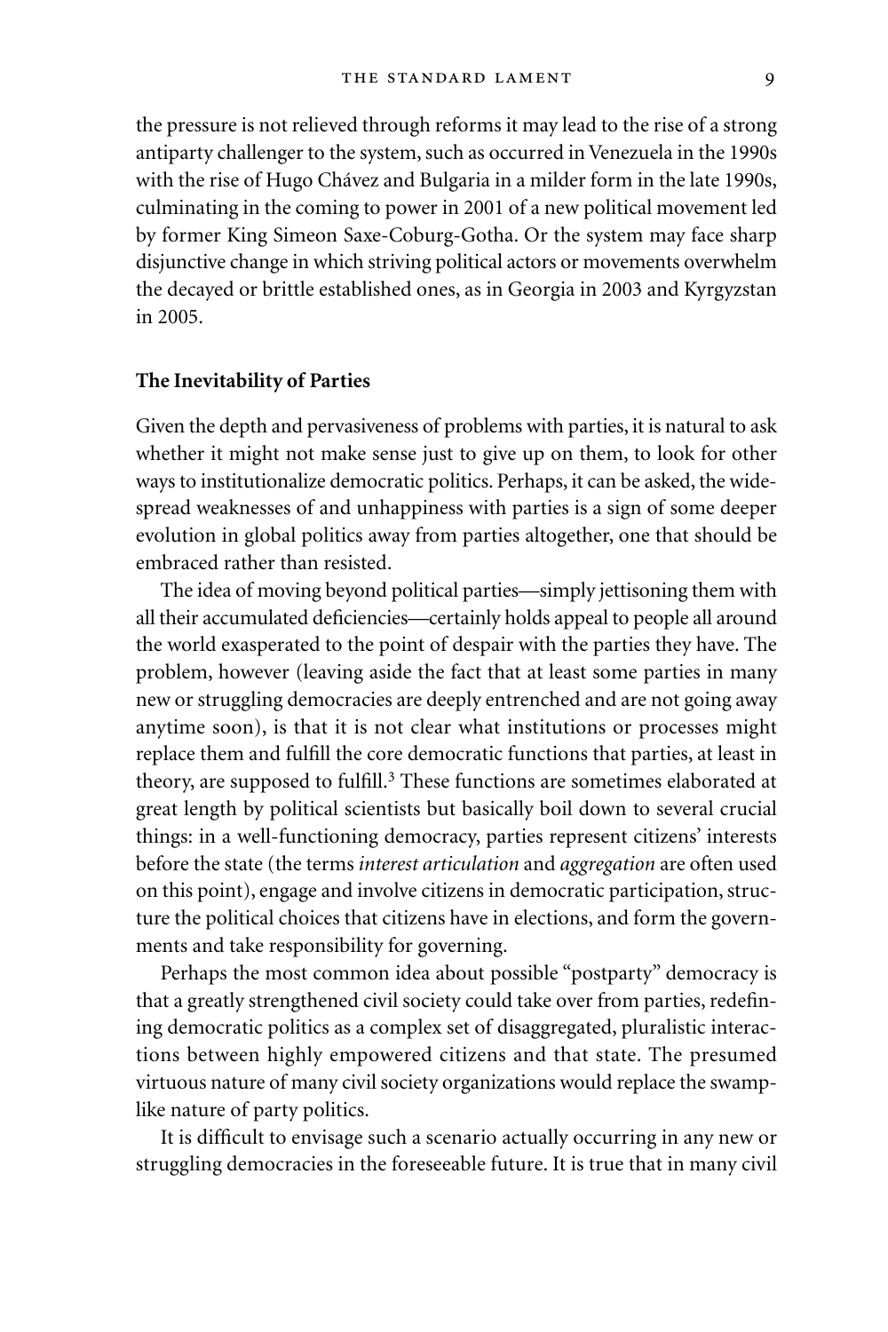the pressure is not relieved through reforms it may lead to the rise of a strong antiparty challenger to the system, such as occurred in Venezuela in the 1990s with the rise of Hugo Chávez and Bulgaria in a milder form in the late 1990s, culminating in the coming to power in 2001 of a new political movement led by former King Simeon Saxe-Coburg-Gotha. Or the system may face sharp disjunctive change in which striving political actors or movements overwhelm the decayed or brittle established ones, as in Georgia in 2003 and Kyrgyzstan in 2005.

**The Inevitability of Parties**

Given the depth and pervasiveness of problems with parties, it is natural to ask whether it might not make sense just to give up on them, to look for other ways to institutionalize democratic politics. Perhaps, it can be asked, the widespread weaknesses of and unhappiness with parties is a sign of some deeper evolution in global politics away from parties altogether, one that should be embraced rather than resisted.

The idea of moving beyond political parties—simply jettisoning them with all their accumulated deficiencies—certainly holds appeal to people all around the world exasperated to the point of despair with the parties they have. The problem, however (leaving aside the fact that at least some parties in many new or struggling democracies are deeply entrenched and are not going away anytime soon), is that it is not clear what institutions or processes might replace them and fulfill the core democratic functions that parties, at least in theory, are supposed to fulfill.[3] These functions are sometimes elaborated at great length by political scientists but basically boil down to several crucial things: in a well-functioning democracy, parties represent citizens' interests before the state (the terms *interest articulation* and *aggregation* are often used on this point), engage and involve citizens in democratic participation, structure the political choices that citizens have in elections, and form the governments and take responsibility for governing.

Perhaps the most common idea about possible "postparty" democracy is that a greatly strengthened civil society could take over from parties, redefining democratic politics as a complex set of disaggregated, pluralistic interactions between highly empowered citizens and that state. The presumed virtuous nature of many civil society organizations would replace the swamp-like nature of party politics.

It is difficult to envisage such a scenario actually occurring in any new or struggling democracies in the foreseeable future. It is true that in many civil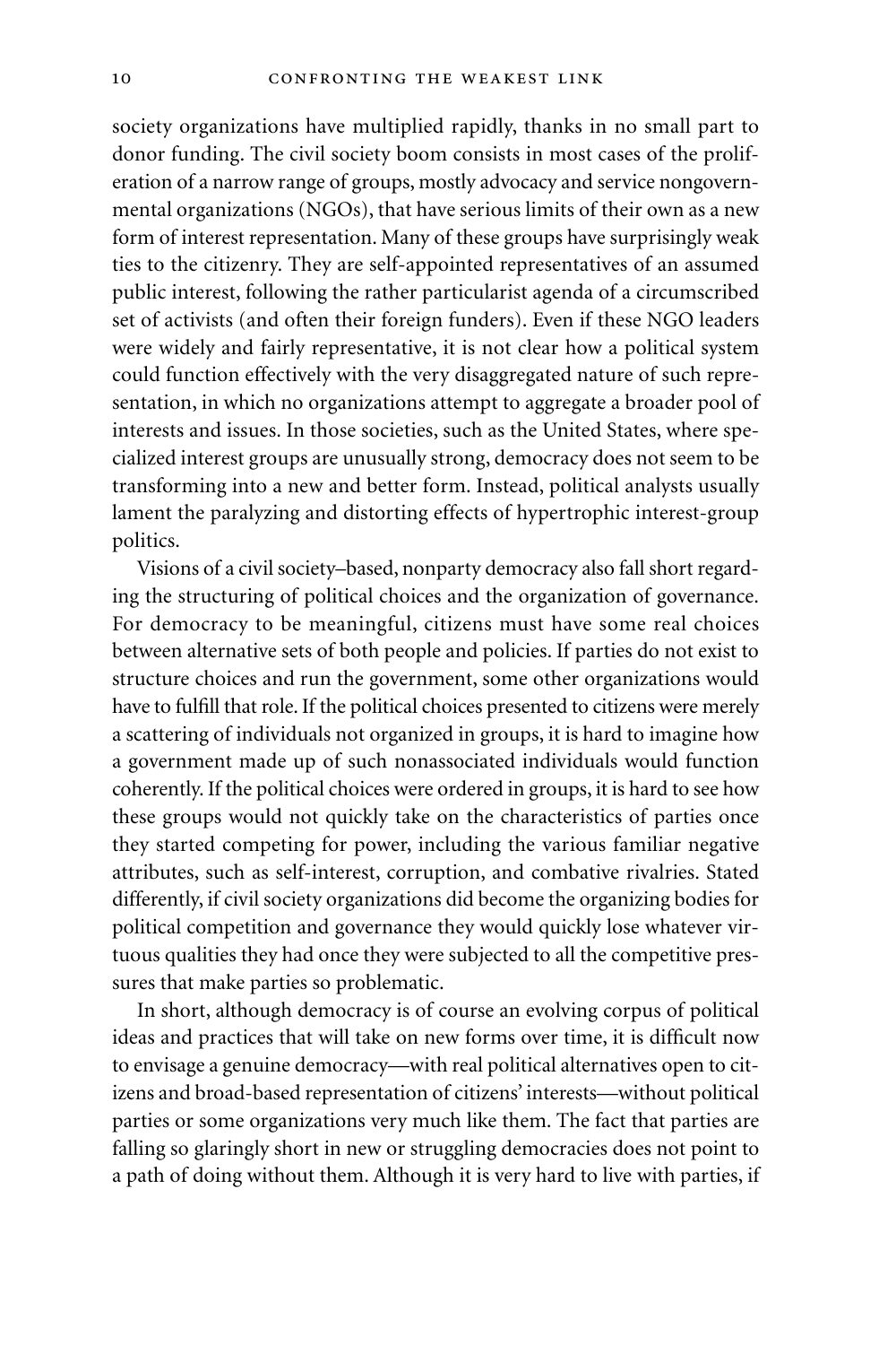society organizations have multiplied rapidly, thanks in no small part to donor funding. The civil society boom consists in most cases of the proliferation of a narrow range of groups, mostly advocacy and service nongovernmental organizations (NGOs), that have serious limits of their own as a new form of interest representation. Many of these groups have surprisingly weak ties to the citizenry. They are self-appointed representatives of an assumed public interest, following the rather particularist agenda of a circumscribed set of activists (and often their foreign funders). Even if these NGO leaders were widely and fairly representative, it is not clear how a political system could function effectively with the very disaggregated nature of such representation, in which no organizations attempt to aggregate a broader pool of interests and issues. In those societies, such as the United States, where specialized interest groups are unusually strong, democracy does not seem to be transforming into a new and better form. Instead, political analysts usually lament the paralyzing and distorting effects of hypertrophic interest-group politics.

Visions of a civil society–based, nonparty democracy also fall short regarding the structuring of political choices and the organization of governance. For democracy to be meaningful, citizens must have some real choices between alternative sets of both people and policies. If parties do not exist to structure choices and run the government, some other organizations would have to fulfill that role. If the political choices presented to citizens were merely a scattering of individuals not organized in groups, it is hard to imagine how a government made up of such nonassociated individuals would function coherently. If the political choices were ordered in groups, it is hard to see how these groups would not quickly take on the characteristics of parties once they started competing for power, including the various familiar negative attributes, such as self-interest, corruption, and combative rivalries. Stated differently, if civil society organizations did become the organizing bodies for political competition and governance they would quickly lose whatever virtuous qualities they had once they were subjected to all the competitive pressures that make parties so problematic.

In short, although democracy is of course an evolving corpus of political ideas and practices that will take on new forms over time, it is difficult now to envisage a genuine democracy—with real political alternatives open to citizens and broad-based representation of citizens' interests—without political parties or some organizations very much like them. The fact that parties are falling so glaringly short in new or struggling democracies does not point to a path of doing without them. Although it is very hard to live with parties, if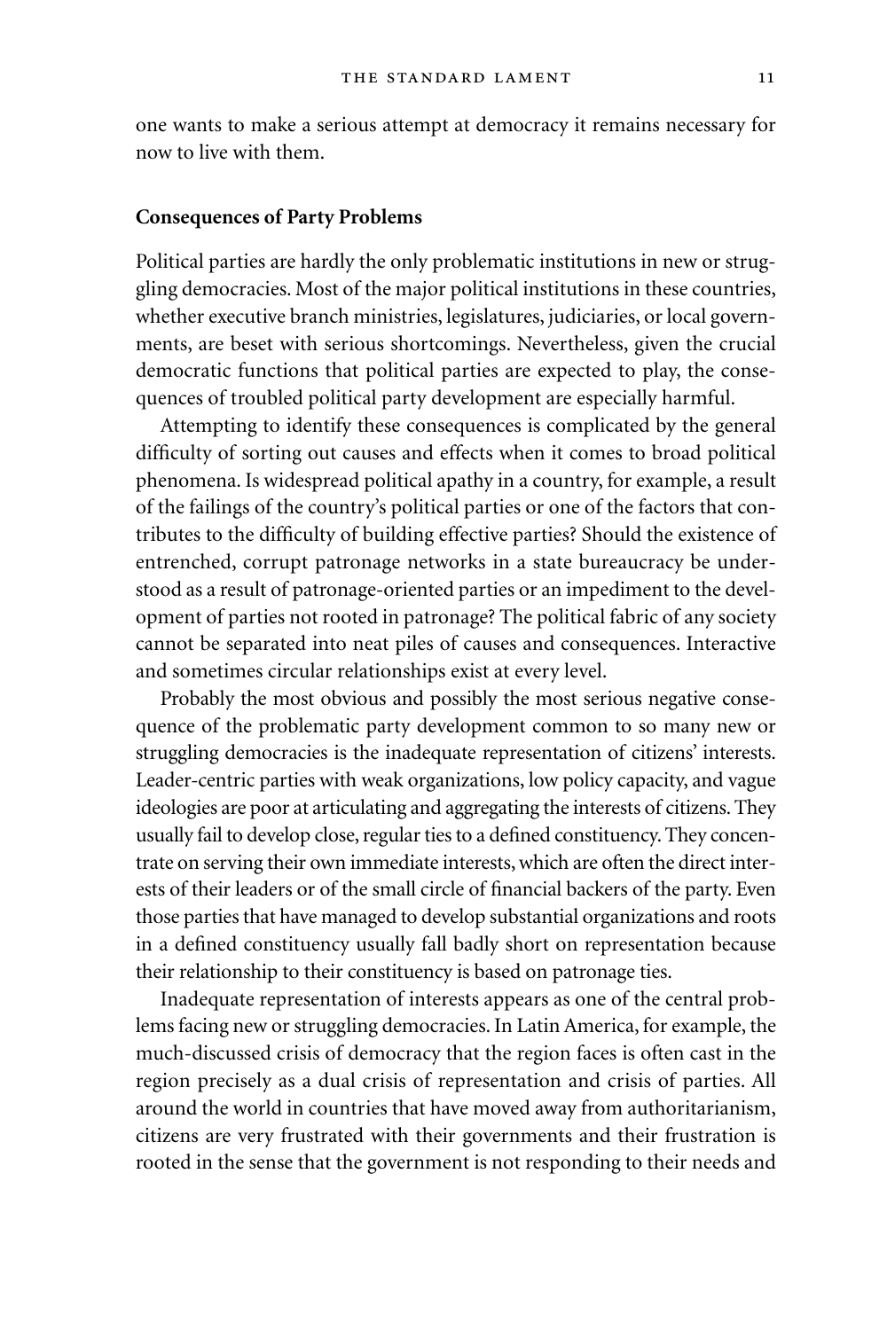one wants to make a serious attempt at democracy it remains necessary for now to live with them.

### Consequences of Party Problems

Political parties are hardly the only problematic institutions in new or struggling democracies. Most of the major political institutions in these countries, whether executive branch ministries, legislatures, judiciaries, or local governments, are beset with serious shortcomings. Nevertheless, given the crucial democratic functions that political parties are expected to play, the consequences of troubled political party development are especially harmful.

Attempting to identify these consequences is complicated by the general difficulty of sorting out causes and effects when it comes to broad political phenomena. Is widespread political apathy in a country, for example, a result of the failings of the country's political parties or one of the factors that contributes to the difficulty of building effective parties? Should the existence of entrenched, corrupt patronage networks in a state bureaucracy be understood as a result of patronage-oriented parties or an impediment to the development of parties not rooted in patronage? The political fabric of any society cannot be separated into neat piles of causes and consequences. Interactive and sometimes circular relationships exist at every level.

Probably the most obvious and possibly the most serious negative consequence of the problematic party development common to so many new or struggling democracies is the inadequate representation of citizens' interests. Leader-centric parties with weak organizations, low policy capacity, and vague ideologies are poor at articulating and aggregating the interests of citizens. They usually fail to develop close, regular ties to a defined constituency. They concentrate on serving their own immediate interests, which are often the direct interests of their leaders or of the small circle of financial backers of the party. Even those parties that have managed to develop substantial organizations and roots in a defined constituency usually fall badly short on representation because their relationship to their constituency is based on patronage ties.

Inadequate representation of interests appears as one of the central problems facing new or struggling democracies. In Latin America, for example, the much-discussed crisis of democracy that the region faces is often cast in the region precisely as a dual crisis of representation and crisis of parties. All around the world in countries that have moved away from authoritarianism, citizens are very frustrated with their governments and their frustration is rooted in the sense that the government is not responding to their needs and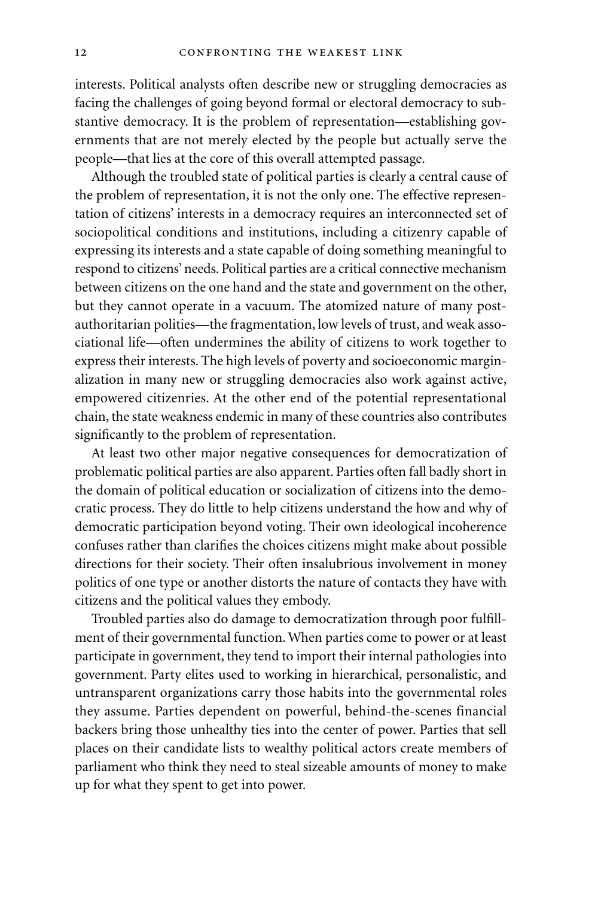interests. Political analysts often describe new or struggling democracies as facing the challenges of going beyond formal or electoral democracy to substantive democracy. It is the problem of representation—establishing governments that are not merely elected by the people but actually serve the people—that lies at the core of this overall attempted passage.

Although the troubled state of political parties is clearly a central cause of the problem of representation, it is not the only one. The effective representation of citizens' interests in a democracy requires an interconnected set of sociopolitical conditions and institutions, including a citizenry capable of expressing its interests and a state capable of doing something meaningful to respond to citizens' needs. Political parties are a critical connective mechanism between citizens on the one hand and the state and government on the other, but they cannot operate in a vacuum. The atomized nature of many post-authoritarian polities—the fragmentation, low levels of trust, and weak associational life—often undermines the ability of citizens to work together to express their interests. The high levels of poverty and socioeconomic marginalization in many new or struggling democracies also work against active, empowered citizenries. At the other end of the potential representational chain, the state weakness endemic in many of these countries also contributes significantly to the problem of representation.

At least two other major negative consequences for democratization of problematic political parties are also apparent. Parties often fall badly short in the domain of political education or socialization of citizens into the democratic process. They do little to help citizens understand the how and why of democratic participation beyond voting. Their own ideological incoherence confuses rather than clarifies the choices citizens might make about possible directions for their society. Their often insalubrious involvement in money politics of one type or another distorts the nature of contacts they have with citizens and the political values they embody.

Troubled parties also do damage to democratization through poor fulfillment of their governmental function. When parties come to power or at least participate in government, they tend to import their internal pathologies into government. Party elites used to working in hierarchical, personalistic, and untransparent organizations carry those habits into the governmental roles they assume. Parties dependent on powerful, behind-the-scenes financial backers bring those unhealthy ties into the center of power. Parties that sell places on their candidate lists to wealthy political actors create members of parliament who think they need to steal sizeable amounts of money to make up for what they spent to get into power.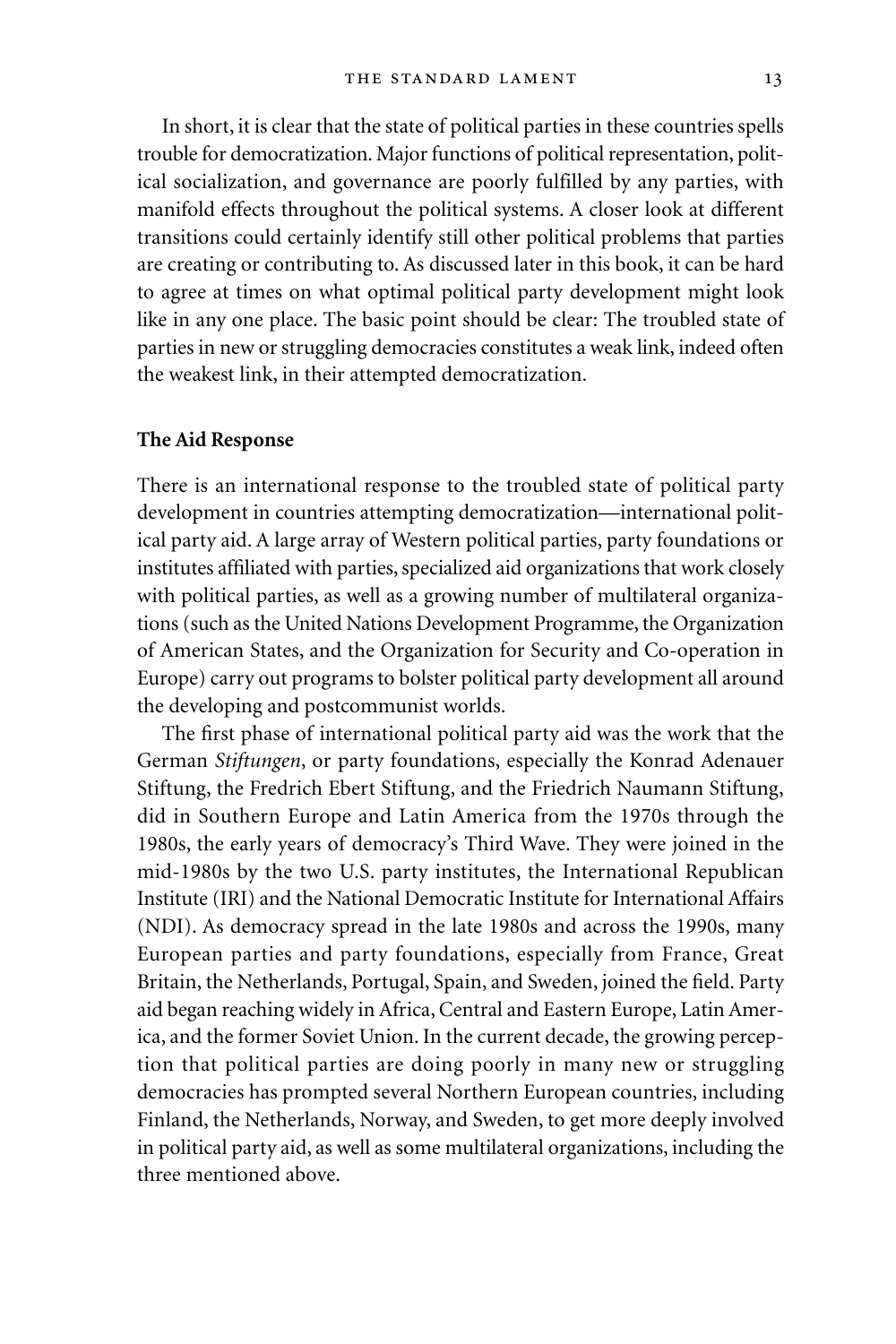In short, it is clear that the state of political parties in these countries spells trouble for democratization. Major functions of political representation, political socialization, and governance are poorly fulfilled by any parties, with manifold effects throughout the political systems. A closer look at different transitions could certainly identify still other political problems that parties are creating or contributing to. As discussed later in this book, it can be hard to agree at times on what optimal political party development might look like in any one place. The basic point should be clear: The troubled state of parties in new or struggling democracies constitutes a weak link, indeed often the weakest link, in their attempted democratization.

### The Aid Response

There is an international response to the troubled state of political party development in countries attempting democratization—international political party aid. A large array of Western political parties, party foundations or institutes affiliated with parties, specialized aid organizations that work closely with political parties, as well as a growing number of multilateral organizations (such as the United Nations Development Programme, the Organization of American States, and the Organization for Security and Co-operation in Europe) carry out programs to bolster political party development all around the developing and postcommunist worlds.

The first phase of international political party aid was the work that the German *Stiftungen*, or party foundations, especially the Konrad Adenauer Stiftung, the Fredrich Ebert Stiftung, and the Friedrich Naumann Stiftung, did in Southern Europe and Latin America from the 1970s through the 1980s, the early years of democracy's Third Wave. They were joined in the mid-1980s by the two U.S. party institutes, the International Republican Institute (IRI) and the National Democratic Institute for International Affairs (NDI). As democracy spread in the late 1980s and across the 1990s, many European parties and party foundations, especially from France, Great Britain, the Netherlands, Portugal, Spain, and Sweden, joined the field. Party aid began reaching widely in Africa, Central and Eastern Europe, Latin America, and the former Soviet Union. In the current decade, the growing perception that political parties are doing poorly in many new or struggling democracies has prompted several Northern European countries, including Finland, the Netherlands, Norway, and Sweden, to get more deeply involved in political party aid, as well as some multilateral organizations, including the three mentioned above.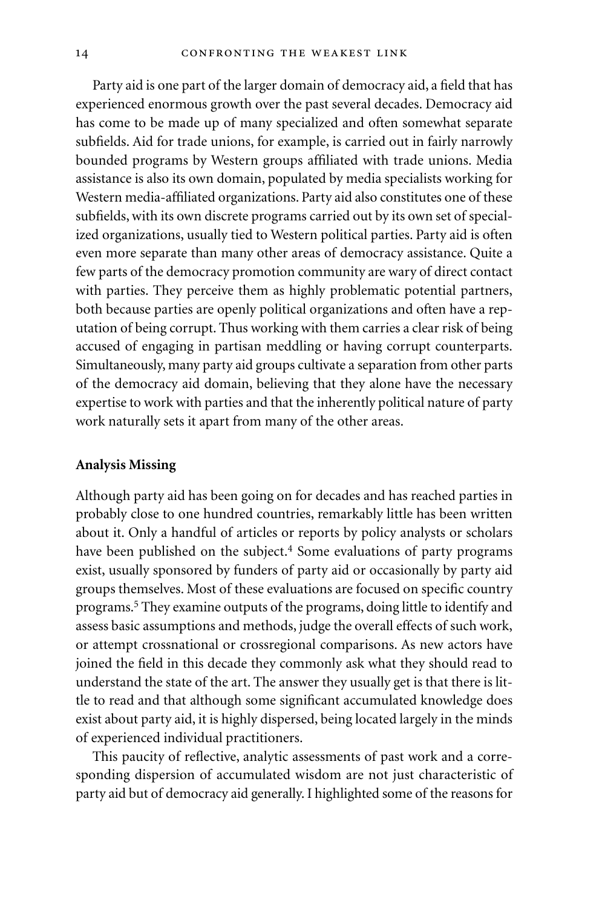Party aid is one part of the larger domain of democracy aid, a field that has experienced enormous growth over the past several decades. Democracy aid has come to be made up of many specialized and often somewhat separate subfields. Aid for trade unions, for example, is carried out in fairly narrowly bounded programs by Western groups affiliated with trade unions. Media assistance is also its own domain, populated by media specialists working for Western media-affiliated organizations. Party aid also constitutes one of these subfields, with its own discrete programs carried out by its own set of specialized organizations, usually tied to Western political parties. Party aid is often even more separate than many other areas of democracy assistance. Quite a few parts of the democracy promotion community are wary of direct contact with parties. They perceive them as highly problematic potential partners, both because parties are openly political organizations and often have a reputation of being corrupt. Thus working with them carries a clear risk of being accused of engaging in partisan meddling or having corrupt counterparts. Simultaneously, many party aid groups cultivate a separation from other parts of the democracy aid domain, believing that they alone have the necessary expertise to work with parties and that the inherently political nature of party work naturally sets it apart from many of the other areas.

### Analysis Missing

Although party aid has been going on for decades and has reached parties in probably close to one hundred countries, remarkably little has been written about it. Only a handful of articles or reports by policy analysts or scholars have been published on the subject.[4] Some evaluations of party programs exist, usually sponsored by funders of party aid or occasionally by party aid groups themselves. Most of these evaluations are focused on specific country programs.[5] They examine outputs of the programs, doing little to identify and assess basic assumptions and methods, judge the overall effects of such work, or attempt crossnational or crossregional comparisons. As new actors have joined the field in this decade they commonly ask what they should read to understand the state of the art. The answer they usually get is that there is little to read and that although some significant accumulated knowledge does exist about party aid, it is highly dispersed, being located largely in the minds of experienced individual practitioners.

This paucity of reflective, analytic assessments of past work and a corresponding dispersion of accumulated wisdom are not just characteristic of party aid but of democracy aid generally. I highlighted some of the reasons for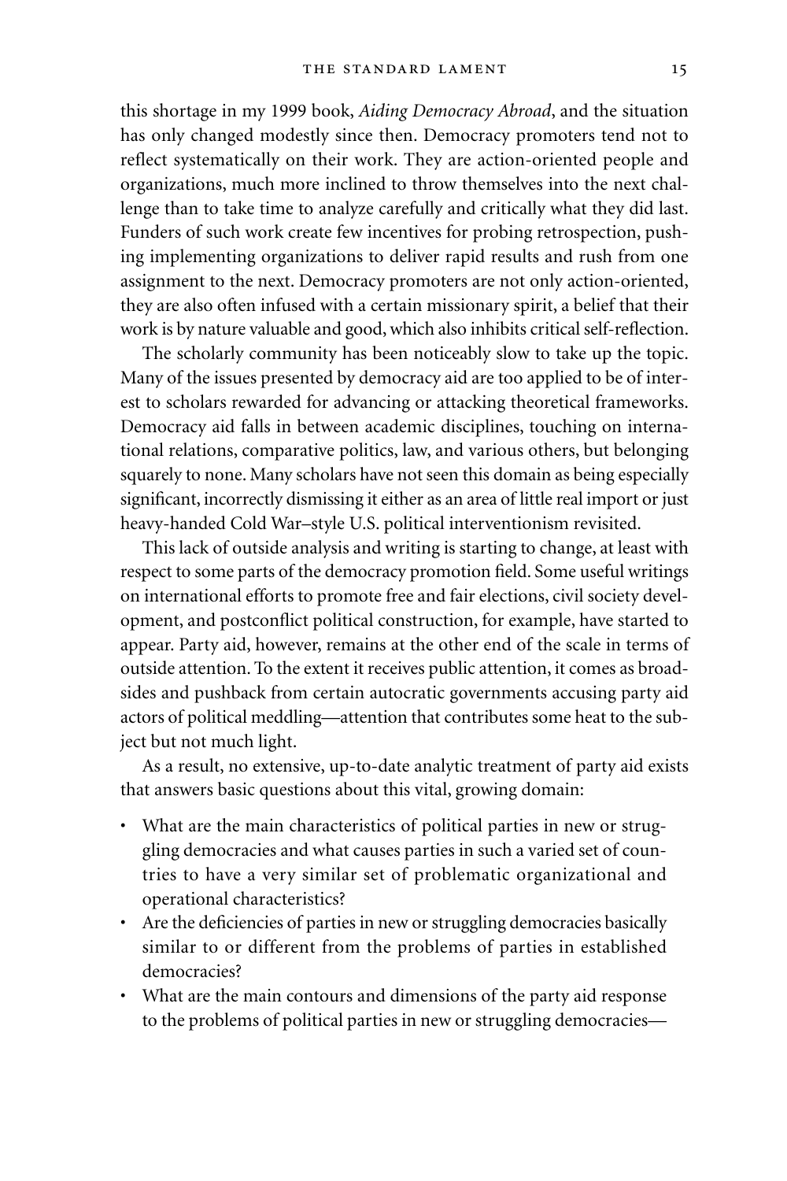this shortage in my 1999 book, *Aiding Democracy Abroad*, and the situation has only changed modestly since then. Democracy promoters tend not to reflect systematically on their work. They are action-oriented people and organizations, much more inclined to throw themselves into the next challenge than to take time to analyze carefully and critically what they did last. Funders of such work create few incentives for probing retrospection, pushing implementing organizations to deliver rapid results and rush from one assignment to the next. Democracy promoters are not only action-oriented, they are also often infused with a certain missionary spirit, a belief that their work is by nature valuable and good, which also inhibits critical self-reflection.

The scholarly community has been noticeably slow to take up the topic. Many of the issues presented by democracy aid are too applied to be of interest to scholars rewarded for advancing or attacking theoretical frameworks. Democracy aid falls in between academic disciplines, touching on international relations, comparative politics, law, and various others, but belonging squarely to none. Many scholars have not seen this domain as being especially significant, incorrectly dismissing it either as an area of little real import or just heavy-handed Cold War–style U.S. political interventionism revisited.

This lack of outside analysis and writing is starting to change, at least with respect to some parts of the democracy promotion field. Some useful writings on international efforts to promote free and fair elections, civil society development, and postconflict political construction, for example, have started to appear. Party aid, however, remains at the other end of the scale in terms of outside attention. To the extent it receives public attention, it comes as broadsides and pushback from certain autocratic governments accusing party aid actors of political meddling—attention that contributes some heat to the subject but not much light.

As a result, no extensive, up-to-date analytic treatment of party aid exists that answers basic questions about this vital, growing domain:

- What are the main characteristics of political parties in new or struggling democracies and what causes parties in such a varied set of countries to have a very similar set of problematic organizational and operational characteristics?
- Are the deficiencies of parties in new or struggling democracies basically similar to or different from the problems of parties in established democracies?
- What are the main contours and dimensions of the party aid response to the problems of political parties in new or struggling democracies—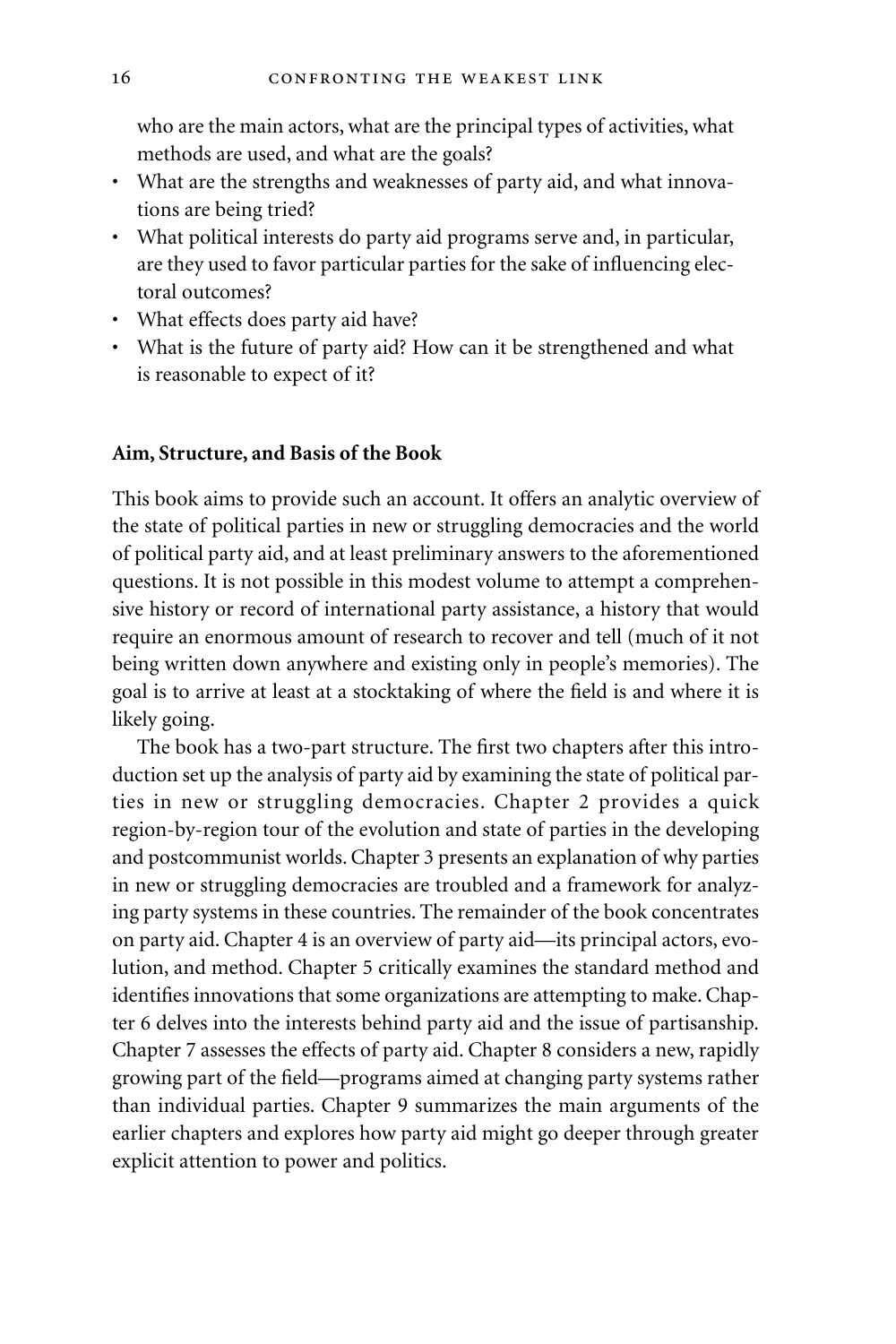who are the main actors, what are the principal types of activities, what methods are used, and what are the goals?

- What are the strengths and weaknesses of party aid, and what innovations are being tried?
- What political interests do party aid programs serve and, in particular, are they used to favor particular parties for the sake of influencing electoral outcomes?
- What effects does party aid have?
- What is the future of party aid? How can it be strengthened and what is reasonable to expect of it?

**Aim, Structure, and Basis of the Book**

This book aims to provide such an account. It offers an analytic overview of the state of political parties in new or struggling democracies and the world of political party aid, and at least preliminary answers to the aforementioned questions. It is not possible in this modest volume to attempt a comprehensive history or record of international party assistance, a history that would require an enormous amount of research to recover and tell (much of it not being written down anywhere and existing only in people's memories). The goal is to arrive at least at a stocktaking of where the field is and where it is likely going.

The book has a two-part structure. The first two chapters after this introduction set up the analysis of party aid by examining the state of political parties in new or struggling democracies. Chapter 2 provides a quick region-by-region tour of the evolution and state of parties in the developing and postcommunist worlds. Chapter 3 presents an explanation of why parties in new or struggling democracies are troubled and a framework for analyzing party systems in these countries. The remainder of the book concentrates on party aid. Chapter 4 is an overview of party aid—its principal actors, evolution, and method. Chapter 5 critically examines the standard method and identifies innovations that some organizations are attempting to make. Chapter 6 delves into the interests behind party aid and the issue of partisanship. Chapter 7 assesses the effects of party aid. Chapter 8 considers a new, rapidly growing part of the field—programs aimed at changing party systems rather than individual parties. Chapter 9 summarizes the main arguments of the earlier chapters and explores how party aid might go deeper through greater explicit attention to power and politics.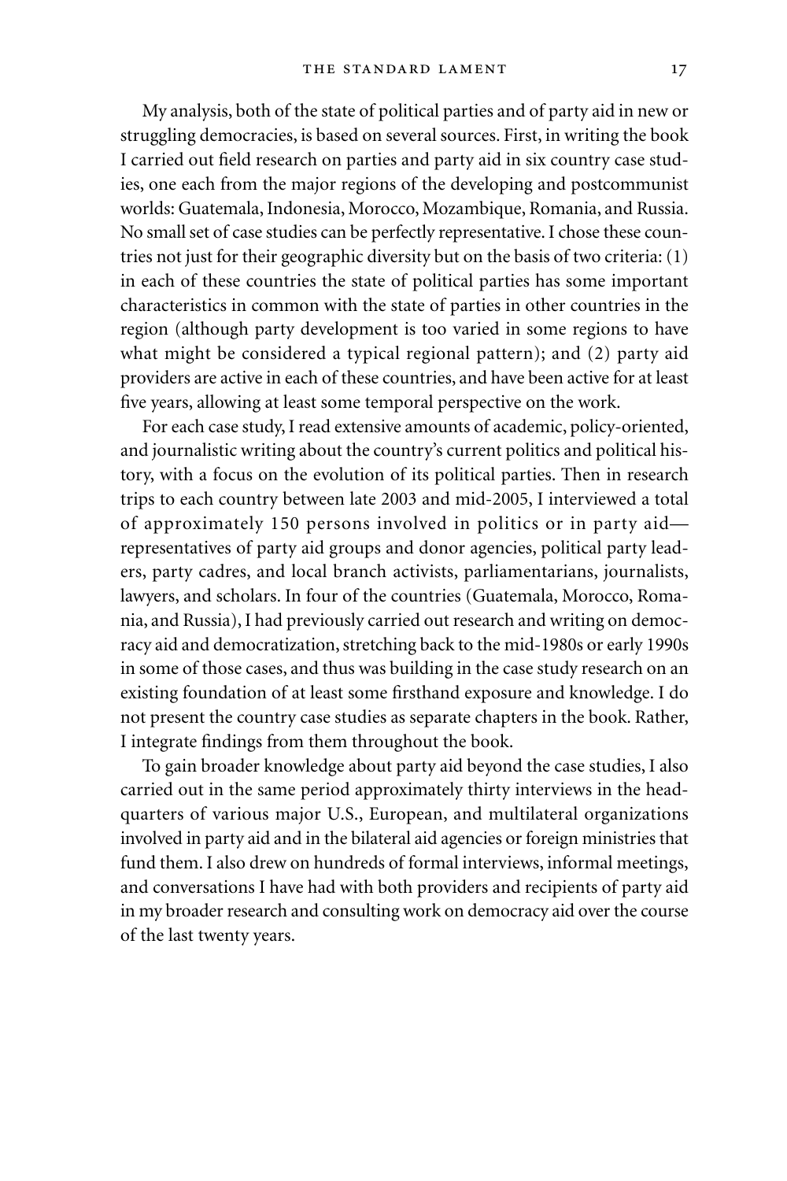My analysis, both of the state of political parties and of party aid in new or struggling democracies, is based on several sources. First, in writing the book I carried out field research on parties and party aid in six country case studies, one each from the major regions of the developing and postcommunist worlds: Guatemala, Indonesia, Morocco, Mozambique, Romania, and Russia. No small set of case studies can be perfectly representative. I chose these countries not just for their geographic diversity but on the basis of two criteria: (1) in each of these countries the state of political parties has some important characteristics in common with the state of parties in other countries in the region (although party development is too varied in some regions to have what might be considered a typical regional pattern); and (2) party aid providers are active in each of these countries, and have been active for at least five years, allowing at least some temporal perspective on the work.

For each case study, I read extensive amounts of academic, policy-oriented, and journalistic writing about the country's current politics and political history, with a focus on the evolution of its political parties. Then in research trips to each country between late 2003 and mid-2005, I interviewed a total of approximately 150 persons involved in politics or in party aid—representatives of party aid groups and donor agencies, political party leaders, party cadres, and local branch activists, parliamentarians, journalists, lawyers, and scholars. In four of the countries (Guatemala, Morocco, Romania, and Russia), I had previously carried out research and writing on democracy aid and democratization, stretching back to the mid-1980s or early 1990s in some of those cases, and thus was building in the case study research on an existing foundation of at least some firsthand exposure and knowledge. I do not present the country case studies as separate chapters in the book. Rather, I integrate findings from them throughout the book.

To gain broader knowledge about party aid beyond the case studies, I also carried out in the same period approximately thirty interviews in the headquarters of various major U.S., European, and multilateral organizations involved in party aid and in the bilateral aid agencies or foreign ministries that fund them. I also drew on hundreds of formal interviews, informal meetings, and conversations I have had with both providers and recipients of party aid in my broader research and consulting work on democracy aid over the course of the last twenty years.